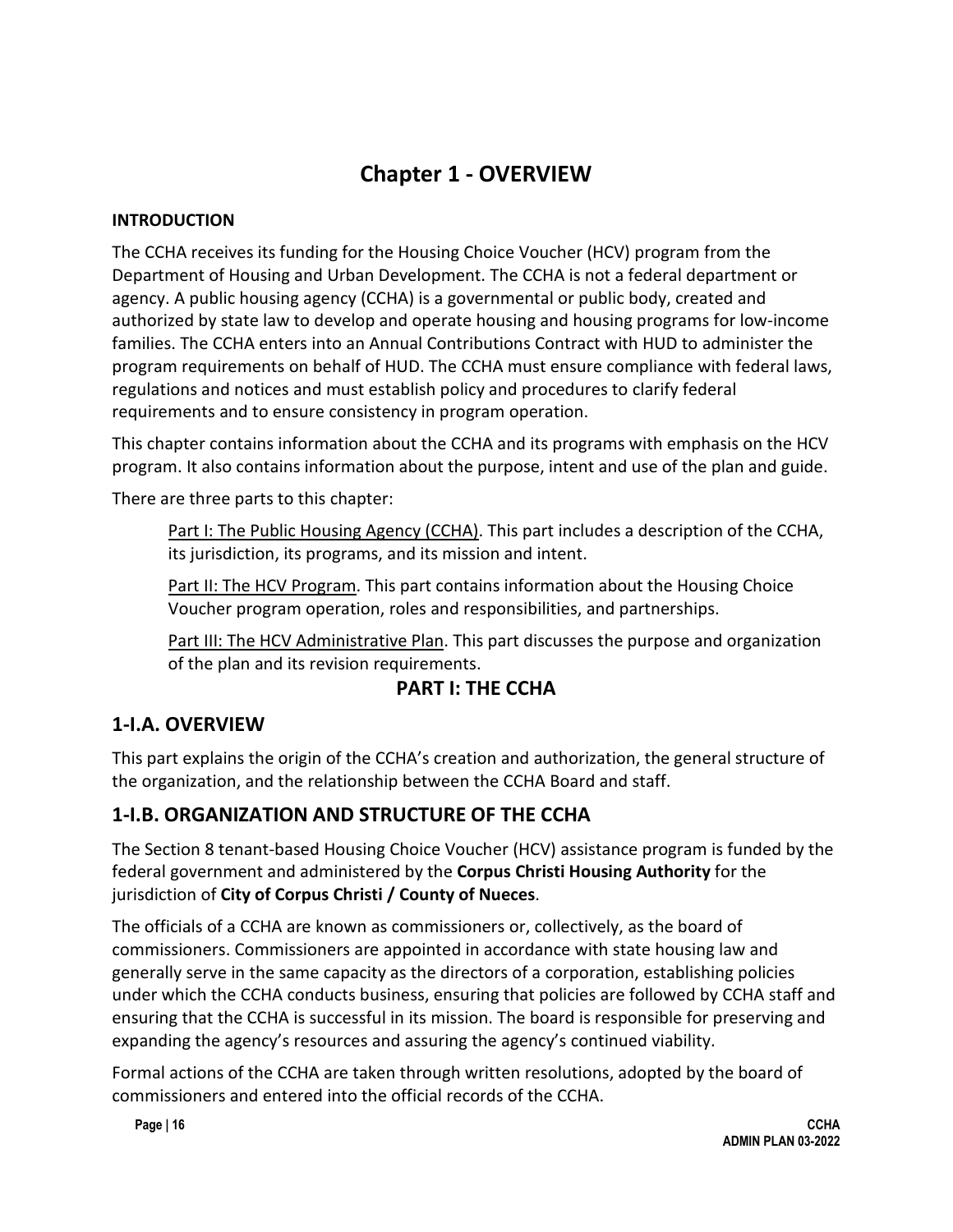# Chapter 1 - OVERVIEW

**INTRODUCTION**

The CCHA receives its funding for the Housing Choice Voucher (HCV) program from the Department of Housing and Urban Development. The CCHA is not a federal department or agency. A public housing agency (CCHA) is a governmental or public body, created and authorized by state law to develop and operate housing and housing programs for low-income families. The CCHA enters into an Annual Contributions Contract with HUD to administer the program requirements on behalf of HUD. The CCHA must ensure compliance with federal laws, regulations and notices and must establish policy and procedures to clarify federal requirements and to ensure consistency in program operation.

This chapter contains information about the CCHA and its programs with emphasis on the HCV program. It also contains information about the purpose, intent and use of the plan and guide.

There are three parts to this chapter:

> Part I: The Public Housing Agency (CCHA). This part includes a description of the CCHA, its jurisdiction, its programs, and its mission and intent.
>
> Part II: The HCV Program. This part contains information about the Housing Choice Voucher program operation, roles and responsibilities, and partnerships.
>
> Part III: The HCV Administrative Plan. This part discusses the purpose and organization of the plan and its revision requirements.

### PART I: THE CCHA

## 1-I.A. OVERVIEW

This part explains the origin of the CCHA's creation and authorization, the general structure of the organization, and the relationship between the CCHA Board and staff.

## 1-I.B. ORGANIZATION AND STRUCTURE OF THE CCHA

The Section 8 tenant-based Housing Choice Voucher (HCV) assistance program is funded by the federal government and administered by the **Corpus Christi Housing Authority** for the jurisdiction of **City of Corpus Christi / County of Nueces**.

The officials of a CCHA are known as commissioners or, collectively, as the board of commissioners. Commissioners are appointed in accordance with state housing law and generally serve in the same capacity as the directors of a corporation, establishing policies under which the CCHA conducts business, ensuring that policies are followed by CCHA staff and ensuring that the CCHA is successful in its mission. The board is responsible for preserving and expanding the agency's resources and assuring the agency's continued viability.

Formal actions of the CCHA are taken through written resolutions, adopted by the board of commissioners and entered into the official records of the CCHA.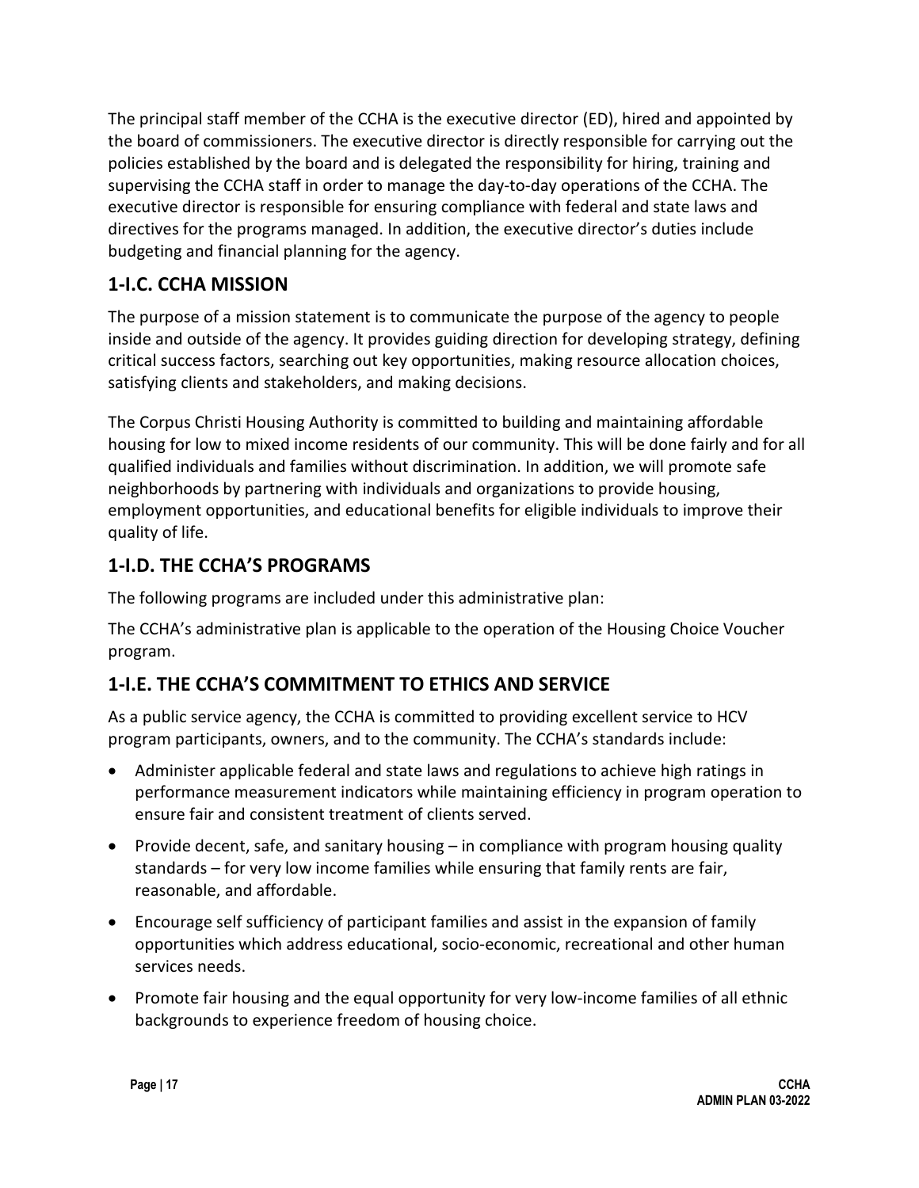The principal staff member of the CCHA is the executive director (ED), hired and appointed by the board of commissioners. The executive director is directly responsible for carrying out the policies established by the board and is delegated the responsibility for hiring, training and supervising the CCHA staff in order to manage the day-to-day operations of the CCHA. The executive director is responsible for ensuring compliance with federal and state laws and directives for the programs managed. In addition, the executive director's duties include budgeting and financial planning for the agency.

## 1-I.C. CCHA MISSION

The purpose of a mission statement is to communicate the purpose of the agency to people inside and outside of the agency. It provides guiding direction for developing strategy, defining critical success factors, searching out key opportunities, making resource allocation choices, satisfying clients and stakeholders, and making decisions.

The Corpus Christi Housing Authority is committed to building and maintaining affordable housing for low to mixed income residents of our community. This will be done fairly and for all qualified individuals and families without discrimination. In addition, we will promote safe neighborhoods by partnering with individuals and organizations to provide housing, employment opportunities, and educational benefits for eligible individuals to improve their quality of life.

## 1-I.D. THE CCHA'S PROGRAMS

The following programs are included under this administrative plan:

The CCHA's administrative plan is applicable to the operation of the Housing Choice Voucher program.

## 1-I.E. THE CCHA'S COMMITMENT TO ETHICS AND SERVICE

As a public service agency, the CCHA is committed to providing excellent service to HCV program participants, owners, and to the community. The CCHA's standards include:

- Administer applicable federal and state laws and regulations to achieve high ratings in performance measurement indicators while maintaining efficiency in program operation to ensure fair and consistent treatment of clients served.
- Provide decent, safe, and sanitary housing – in compliance with program housing quality standards – for very low income families while ensuring that family rents are fair, reasonable, and affordable.
- Encourage self sufficiency of participant families and assist in the expansion of family opportunities which address educational, socio-economic, recreational and other human services needs.
- Promote fair housing and the equal opportunity for very low-income families of all ethnic backgrounds to experience freedom of housing choice.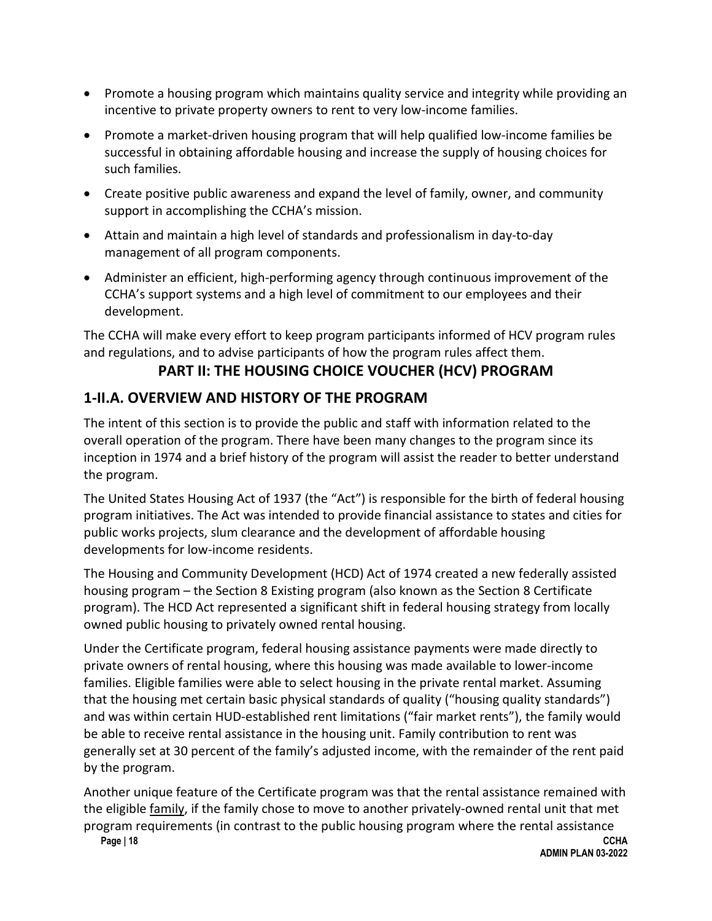- Promote a housing program which maintains quality service and integrity while providing an incentive to private property owners to rent to very low-income families.
- Promote a market-driven housing program that will help qualified low-income families be successful in obtaining affordable housing and increase the supply of housing choices for such families.
- Create positive public awareness and expand the level of family, owner, and community support in accomplishing the CCHA's mission.
- Attain and maintain a high level of standards and professionalism in day-to-day management of all program components.
- Administer an efficient, high-performing agency through continuous improvement of the CCHA's support systems and a high level of commitment to our employees and their development.

The CCHA will make every effort to keep program participants informed of HCV program rules and regulations, and to advise participants of how the program rules affect them.

# PART II: THE HOUSING CHOICE VOUCHER (HCV) PROGRAM

## 1-II.A. OVERVIEW AND HISTORY OF THE PROGRAM

The intent of this section is to provide the public and staff with information related to the overall operation of the program. There have been many changes to the program since its inception in 1974 and a brief history of the program will assist the reader to better understand the program.

The United States Housing Act of 1937 (the "Act") is responsible for the birth of federal housing program initiatives. The Act was intended to provide financial assistance to states and cities for public works projects, slum clearance and the development of affordable housing developments for low-income residents.

The Housing and Community Development (HCD) Act of 1974 created a new federally assisted housing program – the Section 8 Existing program (also known as the Section 8 Certificate program). The HCD Act represented a significant shift in federal housing strategy from locally owned public housing to privately owned rental housing.

Under the Certificate program, federal housing assistance payments were made directly to private owners of rental housing, where this housing was made available to lower-income families. Eligible families were able to select housing in the private rental market. Assuming that the housing met certain basic physical standards of quality ("housing quality standards") and was within certain HUD-established rent limitations ("fair market rents"), the family would be able to receive rental assistance in the housing unit. Family contribution to rent was generally set at 30 percent of the family's adjusted income, with the remainder of the rent paid by the program.

Another unique feature of the Certificate program was that the rental assistance remained with the eligible family, if the family chose to move to another privately-owned rental unit that met program requirements (in contrast to the public housing program where the rental assistance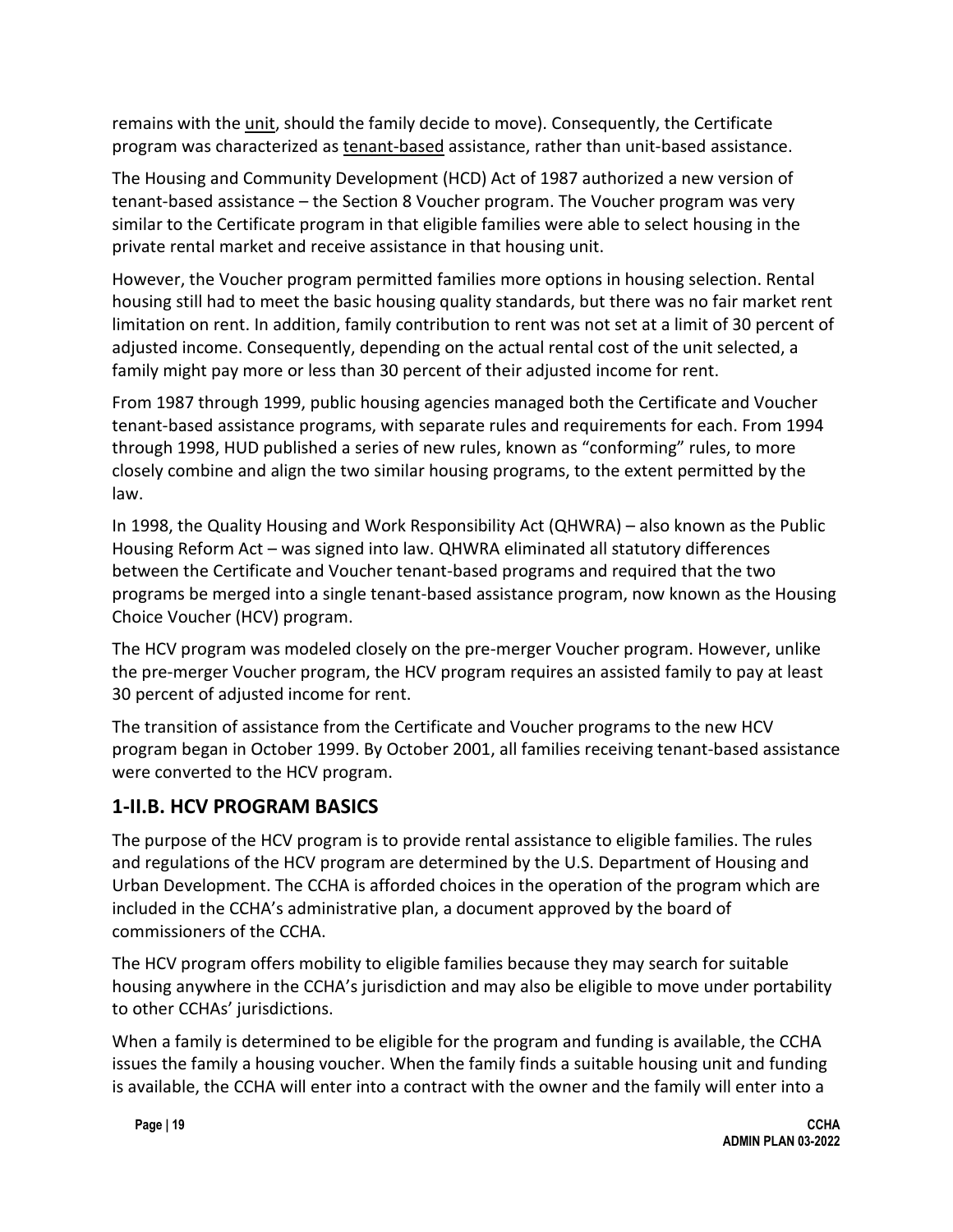remains with the unit, should the family decide to move). Consequently, the Certificate program was characterized as tenant-based assistance, rather than unit-based assistance.

The Housing and Community Development (HCD) Act of 1987 authorized a new version of tenant-based assistance – the Section 8 Voucher program. The Voucher program was very similar to the Certificate program in that eligible families were able to select housing in the private rental market and receive assistance in that housing unit.

However, the Voucher program permitted families more options in housing selection. Rental housing still had to meet the basic housing quality standards, but there was no fair market rent limitation on rent. In addition, family contribution to rent was not set at a limit of 30 percent of adjusted income. Consequently, depending on the actual rental cost of the unit selected, a family might pay more or less than 30 percent of their adjusted income for rent.

From 1987 through 1999, public housing agencies managed both the Certificate and Voucher tenant-based assistance programs, with separate rules and requirements for each. From 1994 through 1998, HUD published a series of new rules, known as "conforming" rules, to more closely combine and align the two similar housing programs, to the extent permitted by the law.

In 1998, the Quality Housing and Work Responsibility Act (QHWRA) – also known as the Public Housing Reform Act – was signed into law. QHWRA eliminated all statutory differences between the Certificate and Voucher tenant-based programs and required that the two programs be merged into a single tenant-based assistance program, now known as the Housing Choice Voucher (HCV) program.

The HCV program was modeled closely on the pre-merger Voucher program. However, unlike the pre-merger Voucher program, the HCV program requires an assisted family to pay at least 30 percent of adjusted income for rent.

The transition of assistance from the Certificate and Voucher programs to the new HCV program began in October 1999. By October 2001, all families receiving tenant-based assistance were converted to the HCV program.

## 1-II.B. HCV PROGRAM BASICS

The purpose of the HCV program is to provide rental assistance to eligible families. The rules and regulations of the HCV program are determined by the U.S. Department of Housing and Urban Development. The CCHA is afforded choices in the operation of the program which are included in the CCHA's administrative plan, a document approved by the board of commissioners of the CCHA.

The HCV program offers mobility to eligible families because they may search for suitable housing anywhere in the CCHA's jurisdiction and may also be eligible to move under portability to other CCHAs' jurisdictions.

When a family is determined to be eligible for the program and funding is available, the CCHA issues the family a housing voucher. When the family finds a suitable housing unit and funding is available, the CCHA will enter into a contract with the owner and the family will enter into a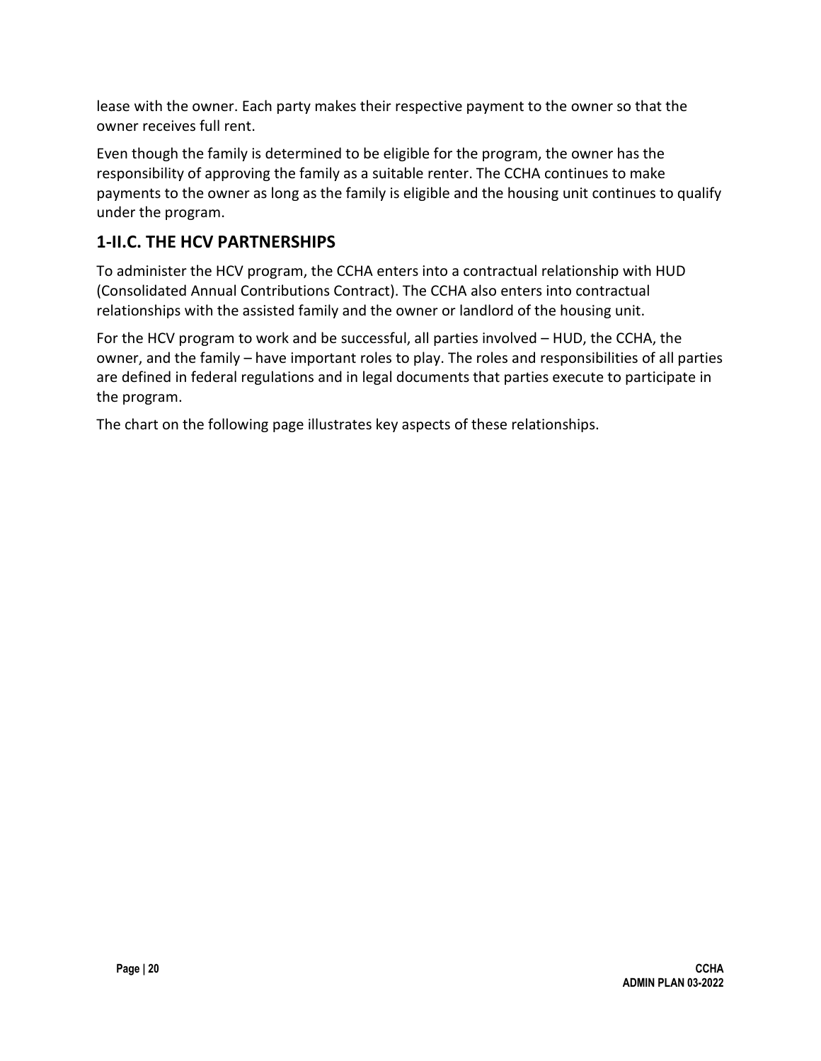lease with the owner. Each party makes their respective payment to the owner so that the owner receives full rent.

Even though the family is determined to be eligible for the program, the owner has the responsibility of approving the family as a suitable renter. The CCHA continues to make payments to the owner as long as the family is eligible and the housing unit continues to qualify under the program.

## 1-II.C. THE HCV PARTNERSHIPS

To administer the HCV program, the CCHA enters into a contractual relationship with HUD (Consolidated Annual Contributions Contract). The CCHA also enters into contractual relationships with the assisted family and the owner or landlord of the housing unit.

For the HCV program to work and be successful, all parties involved – HUD, the CCHA, the owner, and the family – have important roles to play. The roles and responsibilities of all parties are defined in federal regulations and in legal documents that parties execute to participate in the program.

The chart on the following page illustrates key aspects of these relationships.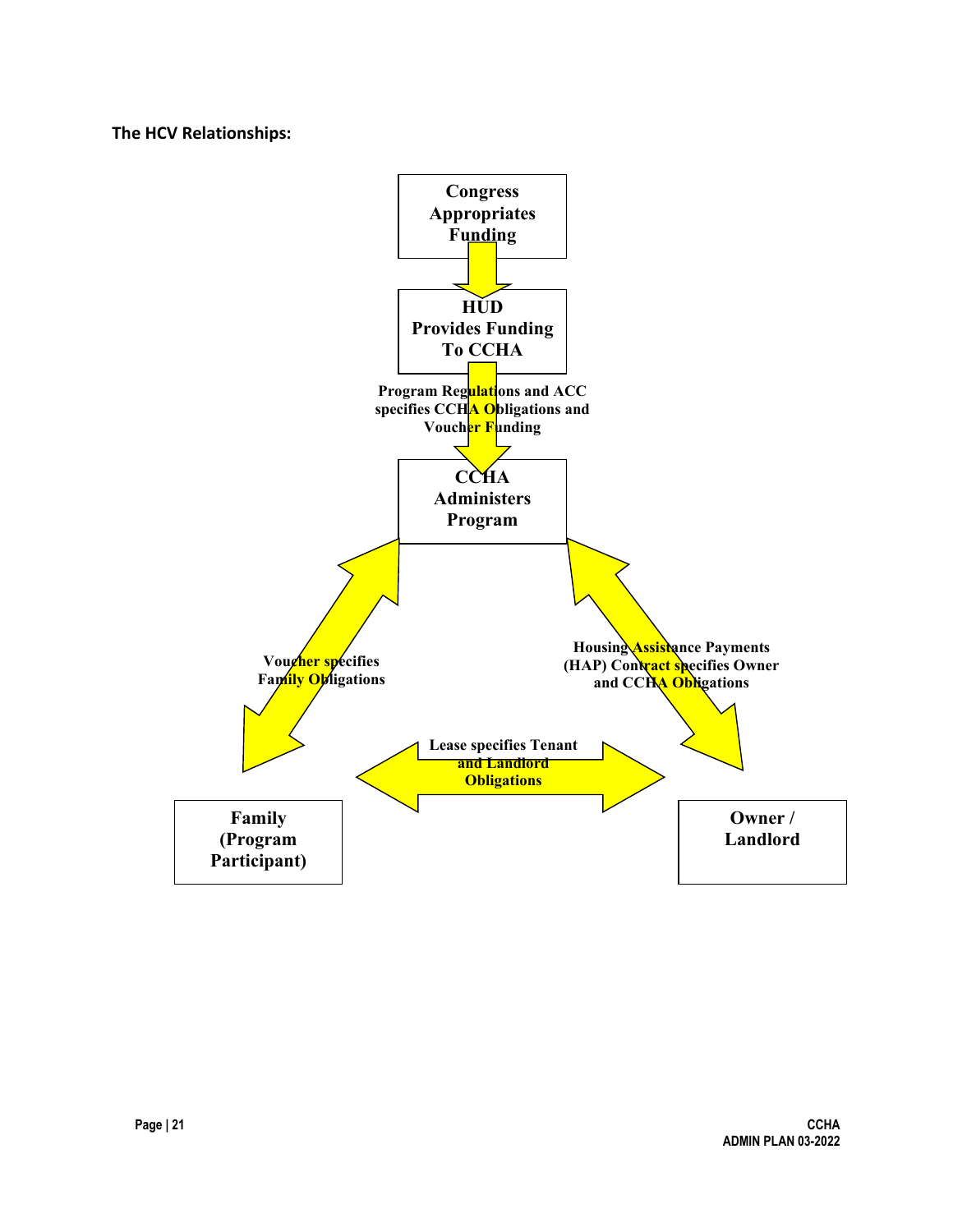**The HCV Relationships:**

**Congress Appropriates Funding**

**HUD Provides Funding To CCHA**

**Program Regulations and ACC specifies CCHA Obligations and Voucher Funding**

**CCHA Administers Program**

**Voucher specifies Family Obligations**

**Housing Assistance Payments (HAP) Contract specifies Owner and CCHA Obligations**

**Lease specifies Tenant and Landlord Obligations**

**Family (Program Participant)**

**Owner / Landlord**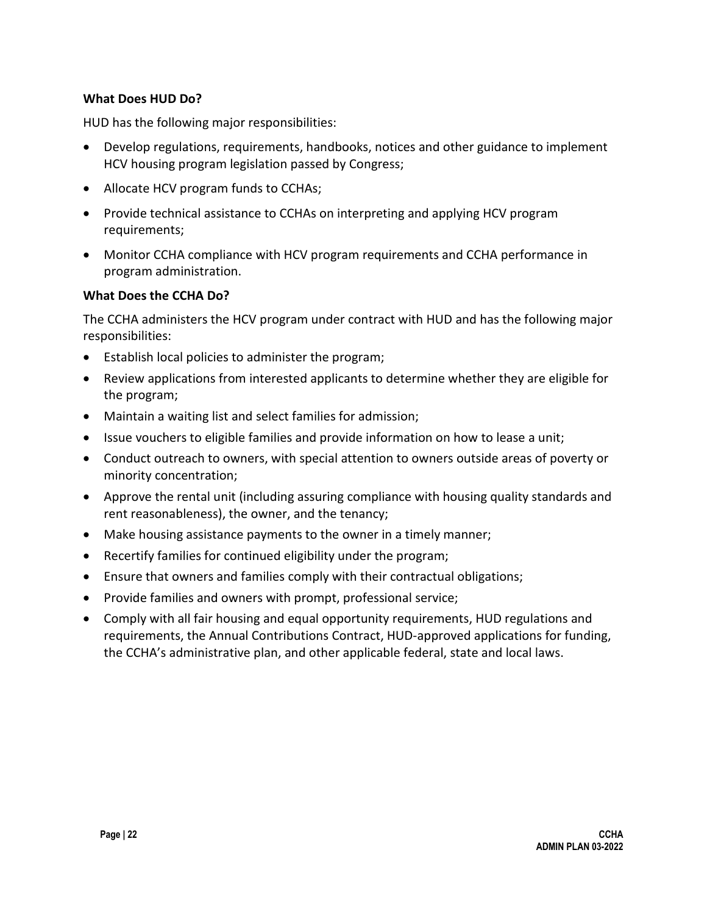**What Does HUD Do?**

HUD has the following major responsibilities:

- Develop regulations, requirements, handbooks, notices and other guidance to implement HCV housing program legislation passed by Congress;
- Allocate HCV program funds to CCHAs;
- Provide technical assistance to CCHAs on interpreting and applying HCV program requirements;
- Monitor CCHA compliance with HCV program requirements and CCHA performance in program administration.

**What Does the CCHA Do?**

The CCHA administers the HCV program under contract with HUD and has the following major responsibilities:

- Establish local policies to administer the program;
- Review applications from interested applicants to determine whether they are eligible for the program;
- Maintain a waiting list and select families for admission;
- Issue vouchers to eligible families and provide information on how to lease a unit;
- Conduct outreach to owners, with special attention to owners outside areas of poverty or minority concentration;
- Approve the rental unit (including assuring compliance with housing quality standards and rent reasonableness), the owner, and the tenancy;
- Make housing assistance payments to the owner in a timely manner;
- Recertify families for continued eligibility under the program;
- Ensure that owners and families comply with their contractual obligations;
- Provide families and owners with prompt, professional service;
- Comply with all fair housing and equal opportunity requirements, HUD regulations and requirements, the Annual Contributions Contract, HUD-approved applications for funding, the CCHA's administrative plan, and other applicable federal, state and local laws.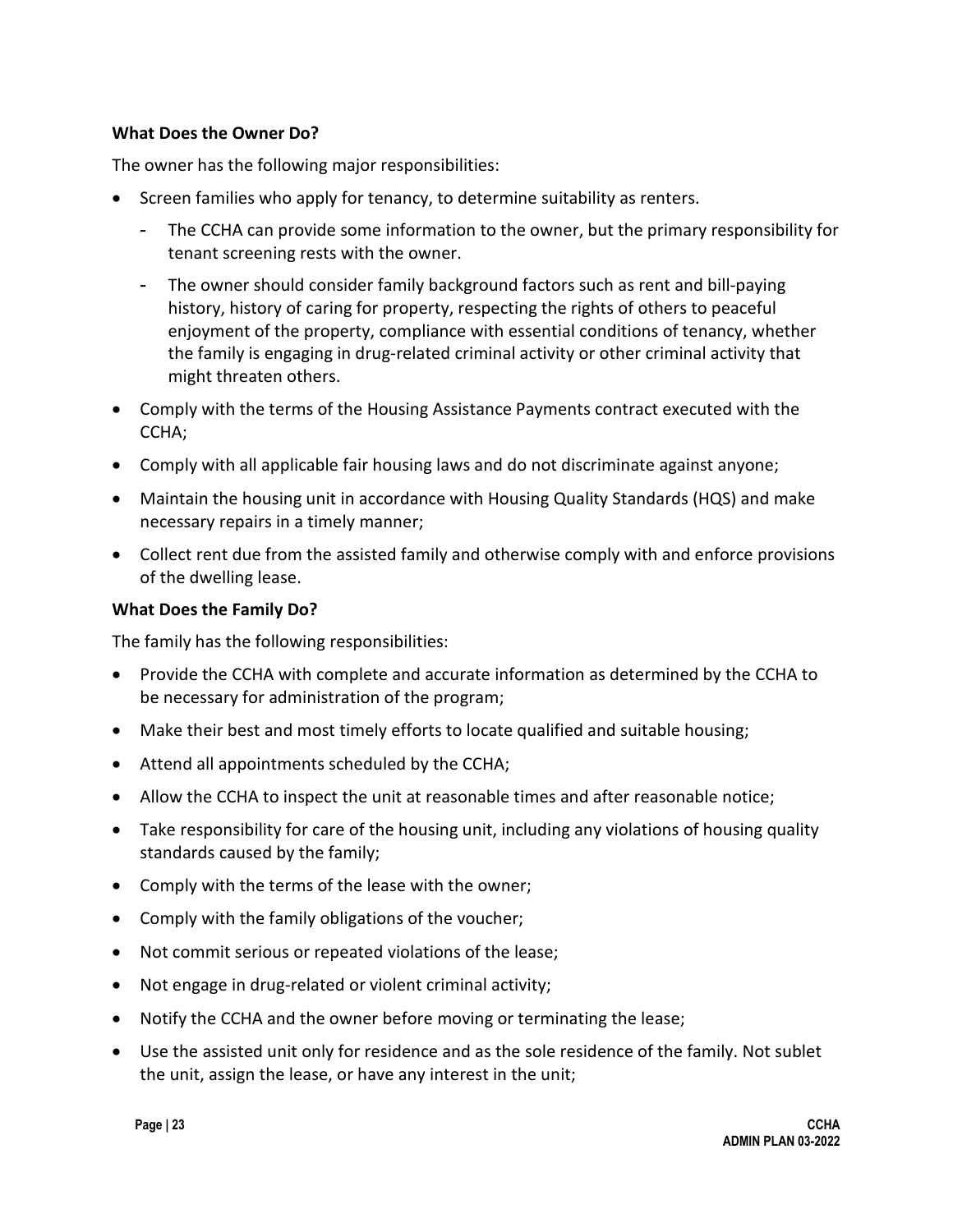**What Does the Owner Do?**

The owner has the following major responsibilities:

- Screen families who apply for tenancy, to determine suitability as renters.
  - The CCHA can provide some information to the owner, but the primary responsibility for tenant screening rests with the owner.
  - The owner should consider family background factors such as rent and bill-paying history, history of caring for property, respecting the rights of others to peaceful enjoyment of the property, compliance with essential conditions of tenancy, whether the family is engaging in drug-related criminal activity or other criminal activity that might threaten others.
- Comply with the terms of the Housing Assistance Payments contract executed with the CCHA;
- Comply with all applicable fair housing laws and do not discriminate against anyone;
- Maintain the housing unit in accordance with Housing Quality Standards (HQS) and make necessary repairs in a timely manner;
- Collect rent due from the assisted family and otherwise comply with and enforce provisions of the dwelling lease.

**What Does the Family Do?**

The family has the following responsibilities:

- Provide the CCHA with complete and accurate information as determined by the CCHA to be necessary for administration of the program;
- Make their best and most timely efforts to locate qualified and suitable housing;
- Attend all appointments scheduled by the CCHA;
- Allow the CCHA to inspect the unit at reasonable times and after reasonable notice;
- Take responsibility for care of the housing unit, including any violations of housing quality standards caused by the family;
- Comply with the terms of the lease with the owner;
- Comply with the family obligations of the voucher;
- Not commit serious or repeated violations of the lease;
- Not engage in drug-related or violent criminal activity;
- Notify the CCHA and the owner before moving or terminating the lease;
- Use the assisted unit only for residence and as the sole residence of the family. Not sublet the unit, assign the lease, or have any interest in the unit;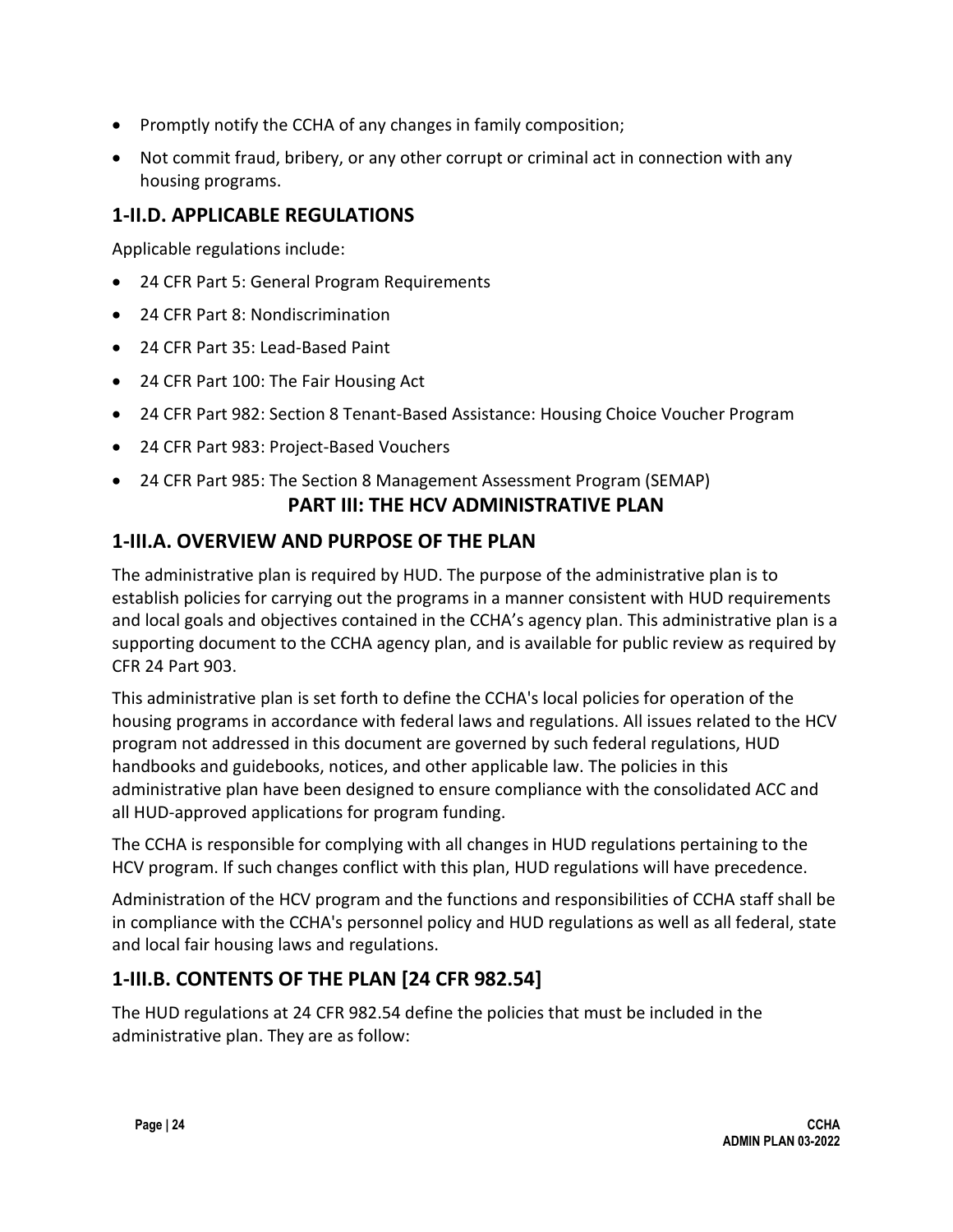- Promptly notify the CCHA of any changes in family composition;
- Not commit fraud, bribery, or any other corrupt or criminal act in connection with any housing programs.

## 1-II.D. APPLICABLE REGULATIONS

Applicable regulations include:

- 24 CFR Part 5: General Program Requirements
- 24 CFR Part 8: Nondiscrimination
- 24 CFR Part 35: Lead-Based Paint
- 24 CFR Part 100: The Fair Housing Act
- 24 CFR Part 982: Section 8 Tenant-Based Assistance: Housing Choice Voucher Program
- 24 CFR Part 983: Project-Based Vouchers
- 24 CFR Part 985: The Section 8 Management Assessment Program (SEMAP)

# PART III: THE HCV ADMINISTRATIVE PLAN

## 1-III.A. OVERVIEW AND PURPOSE OF THE PLAN

The administrative plan is required by HUD. The purpose of the administrative plan is to establish policies for carrying out the programs in a manner consistent with HUD requirements and local goals and objectives contained in the CCHA's agency plan. This administrative plan is a supporting document to the CCHA agency plan, and is available for public review as required by CFR 24 Part 903.

This administrative plan is set forth to define the CCHA's local policies for operation of the housing programs in accordance with federal laws and regulations. All issues related to the HCV program not addressed in this document are governed by such federal regulations, HUD handbooks and guidebooks, notices, and other applicable law. The policies in this administrative plan have been designed to ensure compliance with the consolidated ACC and all HUD-approved applications for program funding.

The CCHA is responsible for complying with all changes in HUD regulations pertaining to the HCV program. If such changes conflict with this plan, HUD regulations will have precedence.

Administration of the HCV program and the functions and responsibilities of CCHA staff shall be in compliance with the CCHA's personnel policy and HUD regulations as well as all federal, state and local fair housing laws and regulations.

## 1-III.B. CONTENTS OF THE PLAN [24 CFR 982.54]

The HUD regulations at 24 CFR 982.54 define the policies that must be included in the administrative plan. They are as follow: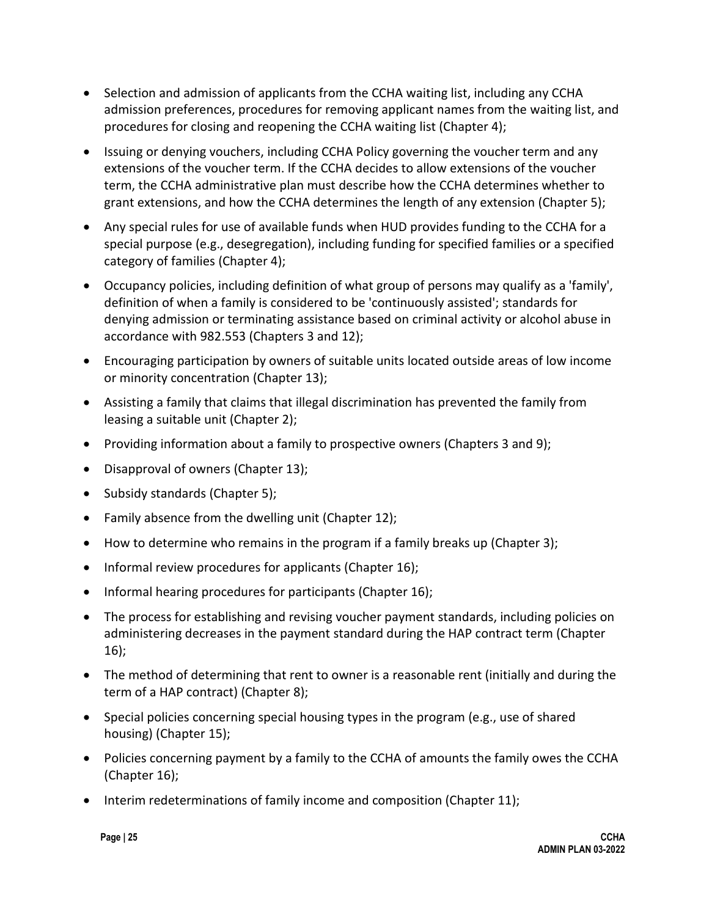- Selection and admission of applicants from the CCHA waiting list, including any CCHA admission preferences, procedures for removing applicant names from the waiting list, and procedures for closing and reopening the CCHA waiting list (Chapter 4);
- Issuing or denying vouchers, including CCHA Policy governing the voucher term and any extensions of the voucher term. If the CCHA decides to allow extensions of the voucher term, the CCHA administrative plan must describe how the CCHA determines whether to grant extensions, and how the CCHA determines the length of any extension (Chapter 5);
- Any special rules for use of available funds when HUD provides funding to the CCHA for a special purpose (e.g., desegregation), including funding for specified families or a specified category of families (Chapter 4);
- Occupancy policies, including definition of what group of persons may qualify as a 'family', definition of when a family is considered to be 'continuously assisted'; standards for denying admission or terminating assistance based on criminal activity or alcohol abuse in accordance with 982.553 (Chapters 3 and 12);
- Encouraging participation by owners of suitable units located outside areas of low income or minority concentration (Chapter 13);
- Assisting a family that claims that illegal discrimination has prevented the family from leasing a suitable unit (Chapter 2);
- Providing information about a family to prospective owners (Chapters 3 and 9);
- Disapproval of owners (Chapter 13);
- Subsidy standards (Chapter 5);
- Family absence from the dwelling unit (Chapter 12);
- How to determine who remains in the program if a family breaks up (Chapter 3);
- Informal review procedures for applicants (Chapter 16);
- Informal hearing procedures for participants (Chapter 16);
- The process for establishing and revising voucher payment standards, including policies on administering decreases in the payment standard during the HAP contract term (Chapter 16);
- The method of determining that rent to owner is a reasonable rent (initially and during the term of a HAP contract) (Chapter 8);
- Special policies concerning special housing types in the program (e.g., use of shared housing) (Chapter 15);
- Policies concerning payment by a family to the CCHA of amounts the family owes the CCHA (Chapter 16);
- Interim redeterminations of family income and composition (Chapter 11);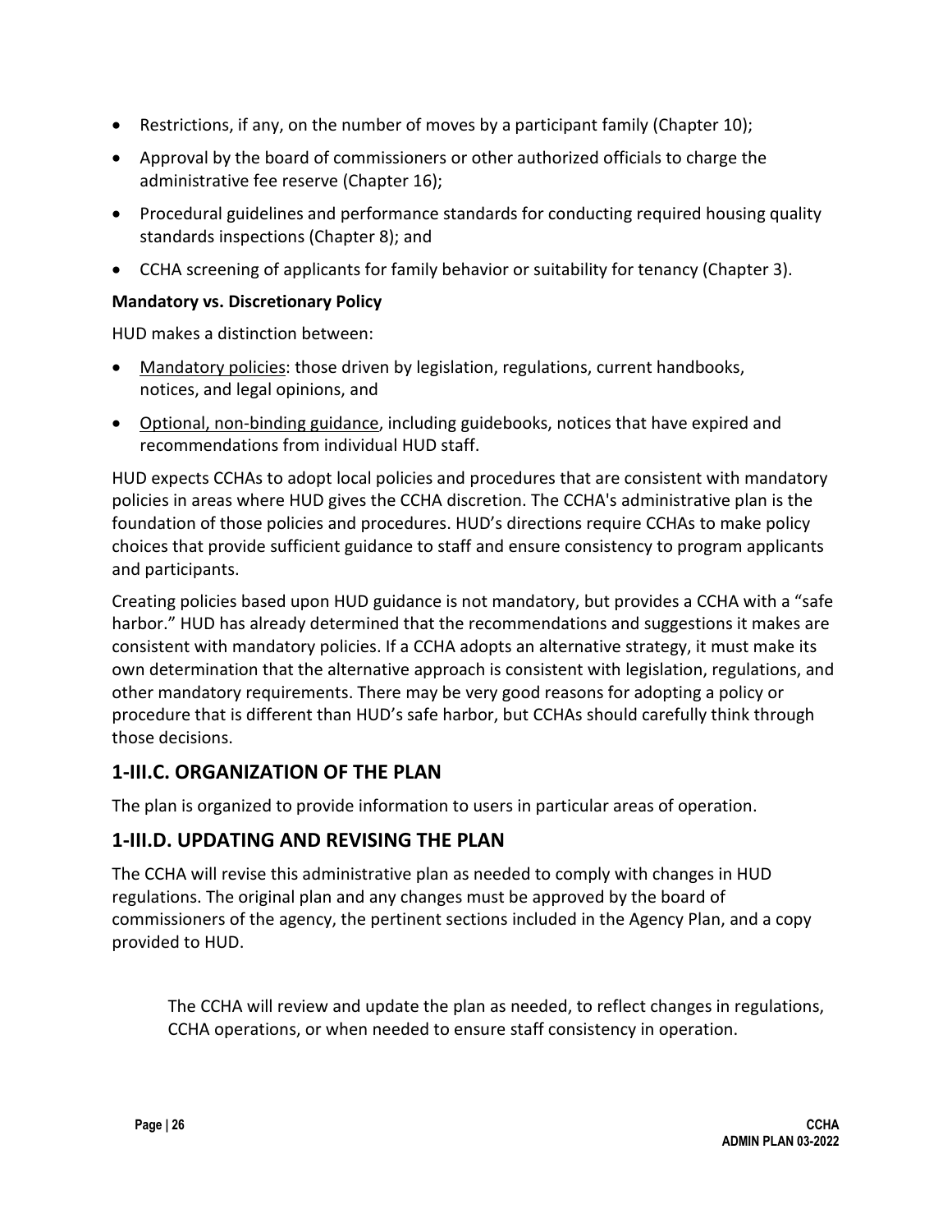- Restrictions, if any, on the number of moves by a participant family (Chapter 10);
- Approval by the board of commissioners or other authorized officials to charge the administrative fee reserve (Chapter 16);
- Procedural guidelines and performance standards for conducting required housing quality standards inspections (Chapter 8); and
- CCHA screening of applicants for family behavior or suitability for tenancy (Chapter 3).

**Mandatory vs. Discretionary Policy**

HUD makes a distinction between:

- Mandatory policies: those driven by legislation, regulations, current handbooks, notices, and legal opinions, and
- Optional, non-binding guidance, including guidebooks, notices that have expired and recommendations from individual HUD staff.

HUD expects CCHAs to adopt local policies and procedures that are consistent with mandatory policies in areas where HUD gives the CCHA discretion. The CCHA's administrative plan is the foundation of those policies and procedures. HUD's directions require CCHAs to make policy choices that provide sufficient guidance to staff and ensure consistency to program applicants and participants.

Creating policies based upon HUD guidance is not mandatory, but provides a CCHA with a "safe harbor." HUD has already determined that the recommendations and suggestions it makes are consistent with mandatory policies. If a CCHA adopts an alternative strategy, it must make its own determination that the alternative approach is consistent with legislation, regulations, and other mandatory requirements. There may be very good reasons for adopting a policy or procedure that is different than HUD's safe harbor, but CCHAs should carefully think through those decisions.

## 1-III.C. ORGANIZATION OF THE PLAN

The plan is organized to provide information to users in particular areas of operation.

## 1-III.D. UPDATING AND REVISING THE PLAN

The CCHA will revise this administrative plan as needed to comply with changes in HUD regulations. The original plan and any changes must be approved by the board of commissioners of the agency, the pertinent sections included in the Agency Plan, and a copy provided to HUD.

The CCHA will review and update the plan as needed, to reflect changes in regulations, CCHA operations, or when needed to ensure staff consistency in operation.